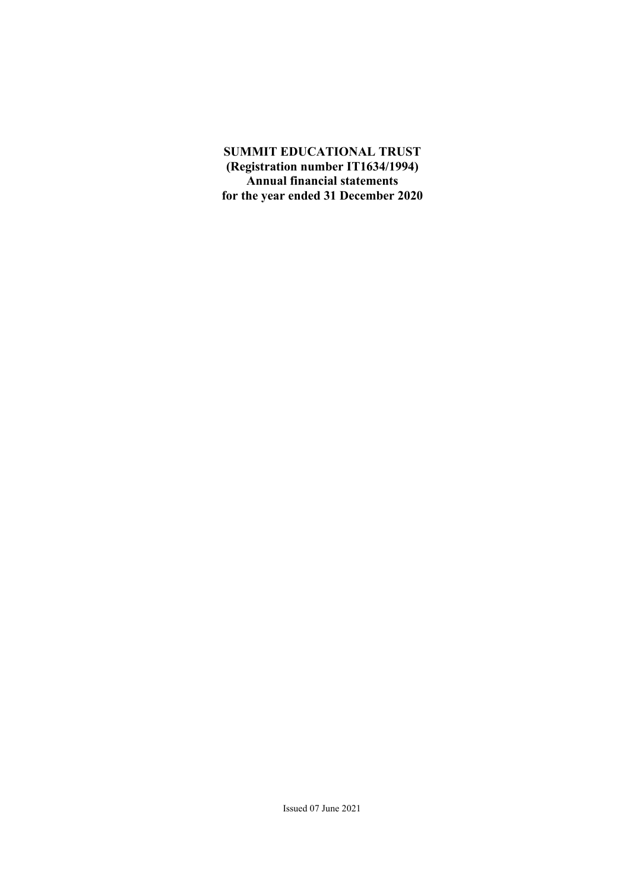**SUMMIT EDUCATIONAL TRUST**
**(Registration number IT1634/1994)**
**Annual financial statements**
**for the year ended 31 December 2020**

Issued 07 June 2021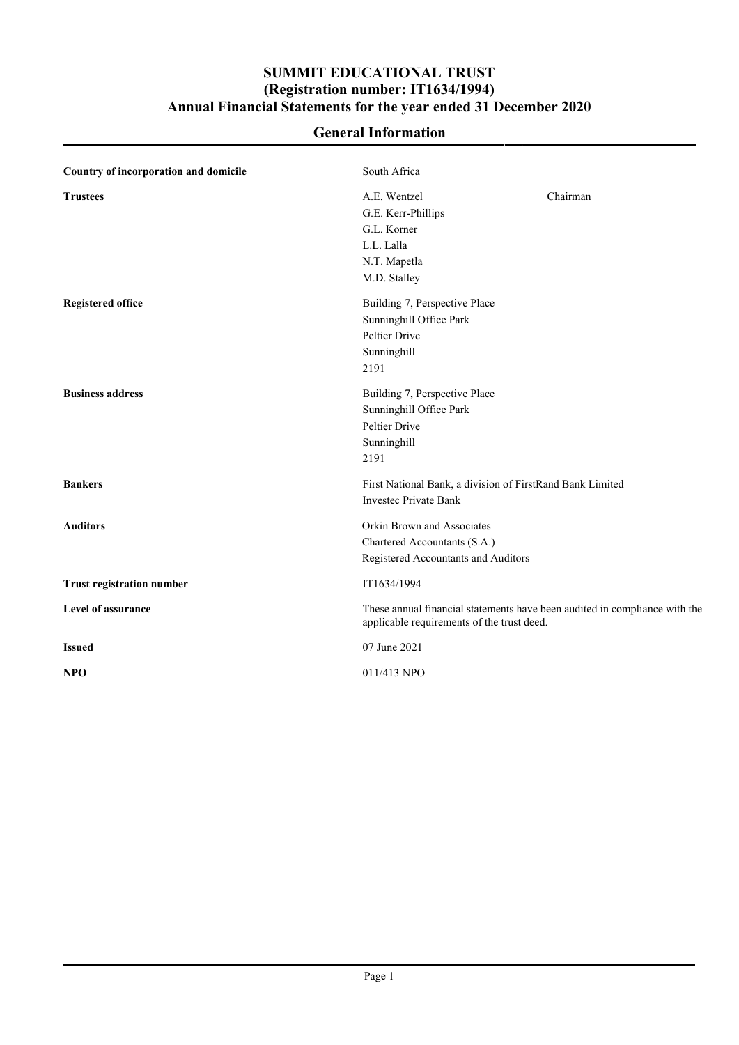# SUMMIT EDUCATIONAL TRUST
## (Registration number: IT1634/1994)
## Annual Financial Statements for the year ended 31 December 2020

## General Information

| | |
|---|---|
| **Country of incorporation and domicile** | South Africa |
| **Trustees** | A.E. Wentzel — Chairman<br>G.E. Kerr-Phillips<br>G.L. Korner<br>L.L. Lalla<br>N.T. Mapetla<br>M.D. Stalley |
| **Registered office** | Building 7, Perspective Place<br>Sunninghill Office Park<br>Peltier Drive<br>Sunninghill<br>2191 |
| **Business address** | Building 7, Perspective Place<br>Sunninghill Office Park<br>Peltier Drive<br>Sunninghill<br>2191 |
| **Bankers** | First National Bank, a division of FirstRand Bank Limited<br>Investec Private Bank |
| **Auditors** | Orkin Brown and Associates<br>Chartered Accountants (S.A.)<br>Registered Accountants and Auditors |
| **Trust registration number** | IT1634/1994 |
| **Level of assurance** | These annual financial statements have been audited in compliance with the applicable requirements of the trust deed. |
| **Issued** | 07 June 2021 |
| **NPO** | 011/413 NPO |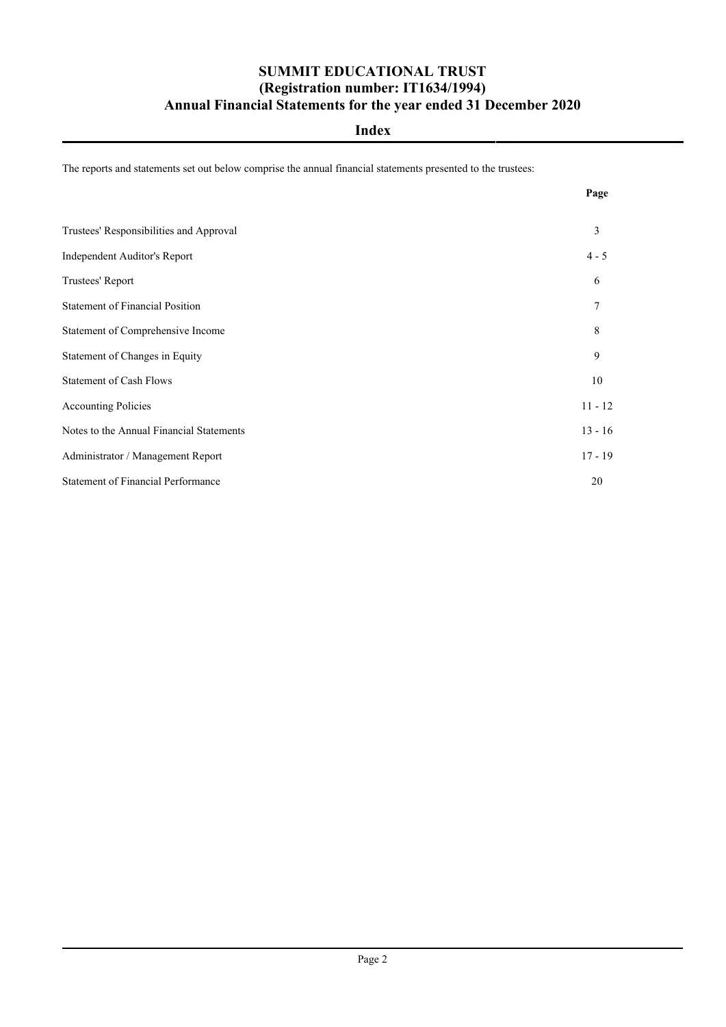# SUMMIT EDUCATIONAL TRUST
## (Registration number: IT1634/1994)
## Annual Financial Statements for the year ended 31 December 2020

## Index

The reports and statements set out below comprise the annual financial statements presented to the trustees:

| | Page |
|---|---|
| Trustees' Responsibilities and Approval | 3 |
| Independent Auditor's Report | 4 - 5 |
| Trustees' Report | 6 |
| Statement of Financial Position | 7 |
| Statement of Comprehensive Income | 8 |
| Statement of Changes in Equity | 9 |
| Statement of Cash Flows | 10 |
| Accounting Policies | 11 - 12 |
| Notes to the Annual Financial Statements | 13 - 16 |
| Administrator / Management Report | 17 - 19 |
| Statement of Financial Performance | 20 |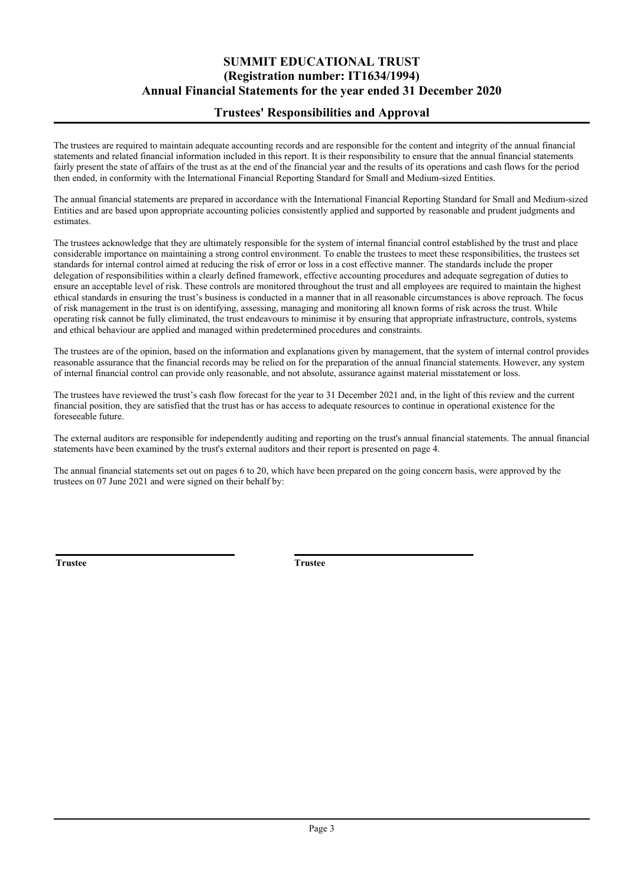# SUMMIT EDUCATIONAL TRUST
## (Registration number: IT1634/1994)
## Annual Financial Statements for the year ended 31 December 2020

## Trustees' Responsibilities and Approval

The trustees are required to maintain adequate accounting records and are responsible for the content and integrity of the annual financial statements and related financial information included in this report. It is their responsibility to ensure that the annual financial statements fairly present the state of affairs of the trust as at the end of the financial year and the results of its operations and cash flows for the period then ended, in conformity with the International Financial Reporting Standard for Small and Medium-sized Entities.

The annual financial statements are prepared in accordance with the International Financial Reporting Standard for Small and Medium-sized Entities and are based upon appropriate accounting policies consistently applied and supported by reasonable and prudent judgments and estimates.

The trustees acknowledge that they are ultimately responsible for the system of internal financial control established by the trust and place considerable importance on maintaining a strong control environment. To enable the trustees to meet these responsibilities, the trustees set standards for internal control aimed at reducing the risk of error or loss in a cost effective manner. The standards include the proper delegation of responsibilities within a clearly defined framework, effective accounting procedures and adequate segregation of duties to ensure an acceptable level of risk. These controls are monitored throughout the trust and all employees are required to maintain the highest ethical standards in ensuring the trust's business is conducted in a manner that in all reasonable circumstances is above reproach. The focus of risk management in the trust is on identifying, assessing, managing and monitoring all known forms of risk across the trust. While operating risk cannot be fully eliminated, the trust endeavours to minimise it by ensuring that appropriate infrastructure, controls, systems and ethical behaviour are applied and managed within predetermined procedures and constraints.

The trustees are of the opinion, based on the information and explanations given by management, that the system of internal control provides reasonable assurance that the financial records may be relied on for the preparation of the annual financial statements. However, any system of internal financial control can provide only reasonable, and not absolute, assurance against material misstatement or loss.

The trustees have reviewed the trust's cash flow forecast for the year to 31 December 2021 and, in the light of this review and the current financial position, they are satisfied that the trust has or has access to adequate resources to continue in operational existence for the foreseeable future.

The external auditors are responsible for independently auditing and reporting on the trust's annual financial statements. The annual financial statements have been examined by the trust's external auditors and their report is presented on page 4.

The annual financial statements set out on pages 6 to 20, which have been prepared on the going concern basis, were approved by the trustees on 07 June 2021 and were signed on their behalf by:

**Trustee** **Trustee**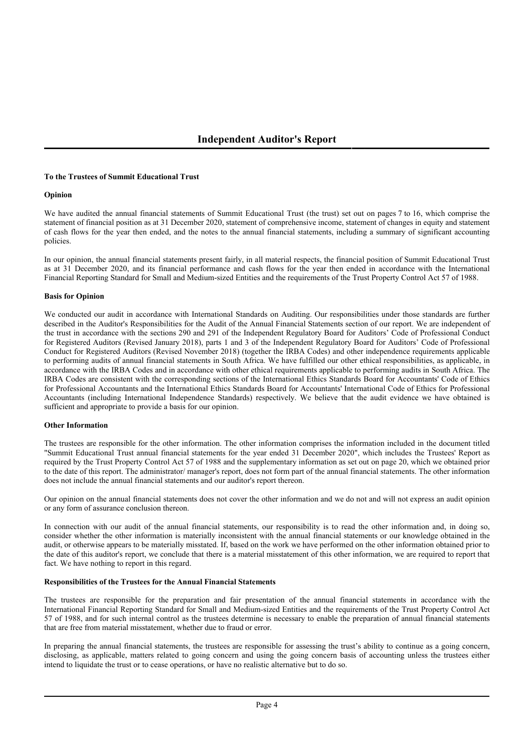# Independent Auditor's Report

**To the Trustees of Summit Educational Trust**

**Opinion**

We have audited the annual financial statements of Summit Educational Trust (the trust) set out on pages 7 to 16, which comprise the statement of financial position as at 31 December 2020, statement of comprehensive income, statement of changes in equity and statement of cash flows for the year then ended, and the notes to the annual financial statements, including a summary of significant accounting policies.

In our opinion, the annual financial statements present fairly, in all material respects, the financial position of Summit Educational Trust as at 31 December 2020, and its financial performance and cash flows for the year then ended in accordance with the International Financial Reporting Standard for Small and Medium-sized Entities and the requirements of the Trust Property Control Act 57 of 1988.

**Basis for Opinion**

We conducted our audit in accordance with International Standards on Auditing. Our responsibilities under those standards are further described in the Auditor's Responsibilities for the Audit of the Annual Financial Statements section of our report. We are independent of the trust in accordance with the sections 290 and 291 of the Independent Regulatory Board for Auditors' Code of Professional Conduct for Registered Auditors (Revised January 2018), parts 1 and 3 of the Independent Regulatory Board for Auditors' Code of Professional Conduct for Registered Auditors (Revised November 2018) (together the IRBA Codes) and other independence requirements applicable to performing audits of annual financial statements in South Africa. We have fulfilled our other ethical responsibilities, as applicable, in accordance with the IRBA Codes and in accordance with other ethical requirements applicable to performing audits in South Africa. The IRBA Codes are consistent with the corresponding sections of the International Ethics Standards Board for Accountants' Code of Ethics for Professional Accountants and the International Ethics Standards Board for Accountants' International Code of Ethics for Professional Accountants (including International Independence Standards) respectively. We believe that the audit evidence we have obtained is sufficient and appropriate to provide a basis for our opinion.

**Other Information**

The trustees are responsible for the other information. The other information comprises the information included in the document titled "Summit Educational Trust annual financial statements for the year ended 31 December 2020", which includes the Trustees' Report as required by the Trust Property Control Act 57 of 1988 and the supplementary information as set out on page 20, which we obtained prior to the date of this report. The administrator/ manager's report, does not form part of the annual financial statements. The other information does not include the annual financial statements and our auditor's report thereon.

Our opinion on the annual financial statements does not cover the other information and we do not and will not express an audit opinion or any form of assurance conclusion thereon.

In connection with our audit of the annual financial statements, our responsibility is to read the other information and, in doing so, consider whether the other information is materially inconsistent with the annual financial statements or our knowledge obtained in the audit, or otherwise appears to be materially misstated. If, based on the work we have performed on the other information obtained prior to the date of this auditor's report, we conclude that there is a material misstatement of this other information, we are required to report that fact. We have nothing to report in this regard.

**Responsibilities of the Trustees for the Annual Financial Statements**

The trustees are responsible for the preparation and fair presentation of the annual financial statements in accordance with the International Financial Reporting Standard for Small and Medium-sized Entities and the requirements of the Trust Property Control Act 57 of 1988, and for such internal control as the trustees determine is necessary to enable the preparation of annual financial statements that are free from material misstatement, whether due to fraud or error.

In preparing the annual financial statements, the trustees are responsible for assessing the trust's ability to continue as a going concern, disclosing, as applicable, matters related to going concern and using the going concern basis of accounting unless the trustees either intend to liquidate the trust or to cease operations, or have no realistic alternative but to do so.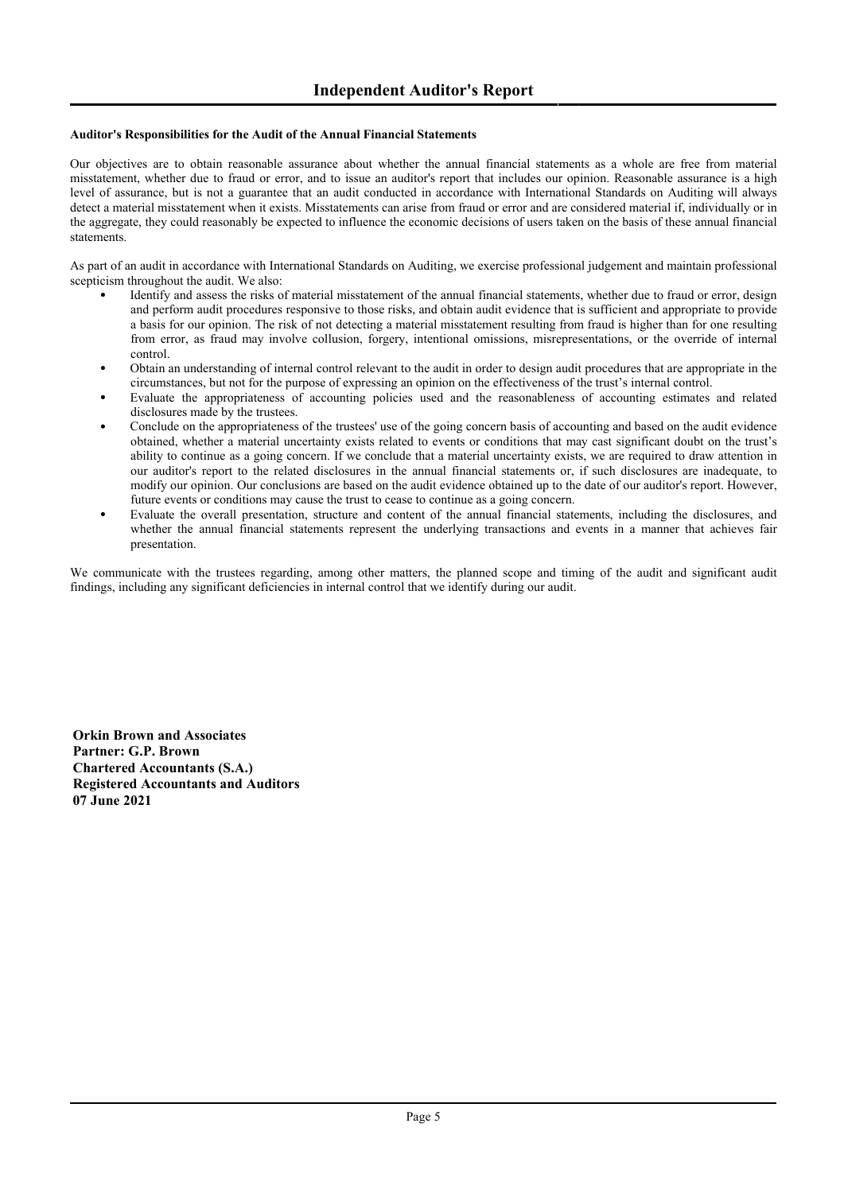# Independent Auditor's Report

**Auditor's Responsibilities for the Audit of the Annual Financial Statements**

Our objectives are to obtain reasonable assurance about whether the annual financial statements as a whole are free from material misstatement, whether due to fraud or error, and to issue an auditor's report that includes our opinion. Reasonable assurance is a high level of assurance, but is not a guarantee that an audit conducted in accordance with International Standards on Auditing will always detect a material misstatement when it exists. Misstatements can arise from fraud or error and are considered material if, individually or in the aggregate, they could reasonably be expected to influence the economic decisions of users taken on the basis of these annual financial statements.

As part of an audit in accordance with International Standards on Auditing, we exercise professional judgement and maintain professional scepticism throughout the audit. We also:

- Identify and assess the risks of material misstatement of the annual financial statements, whether due to fraud or error, design and perform audit procedures responsive to those risks, and obtain audit evidence that is sufficient and appropriate to provide a basis for our opinion. The risk of not detecting a material misstatement resulting from fraud is higher than for one resulting from error, as fraud may involve collusion, forgery, intentional omissions, misrepresentations, or the override of internal control.
- Obtain an understanding of internal control relevant to the audit in order to design audit procedures that are appropriate in the circumstances, but not for the purpose of expressing an opinion on the effectiveness of the trust's internal control.
- Evaluate the appropriateness of accounting policies used and the reasonableness of accounting estimates and related disclosures made by the trustees.
- Conclude on the appropriateness of the trustees' use of the going concern basis of accounting and based on the audit evidence obtained, whether a material uncertainty exists related to events or conditions that may cast significant doubt on the trust's ability to continue as a going concern. If we conclude that a material uncertainty exists, we are required to draw attention in our auditor's report to the related disclosures in the annual financial statements or, if such disclosures are inadequate, to modify our opinion. Our conclusions are based on the audit evidence obtained up to the date of our auditor's report. However, future events or conditions may cause the trust to cease to continue as a going concern.
- Evaluate the overall presentation, structure and content of the annual financial statements, including the disclosures, and whether the annual financial statements represent the underlying transactions and events in a manner that achieves fair presentation.

We communicate with the trustees regarding, among other matters, the planned scope and timing of the audit and significant audit findings, including any significant deficiencies in internal control that we identify during our audit.

**Orkin Brown and Associates**
**Partner: G.P. Brown**
**Chartered Accountants (S.A.)**
**Registered Accountants and Auditors**
**07 June 2021**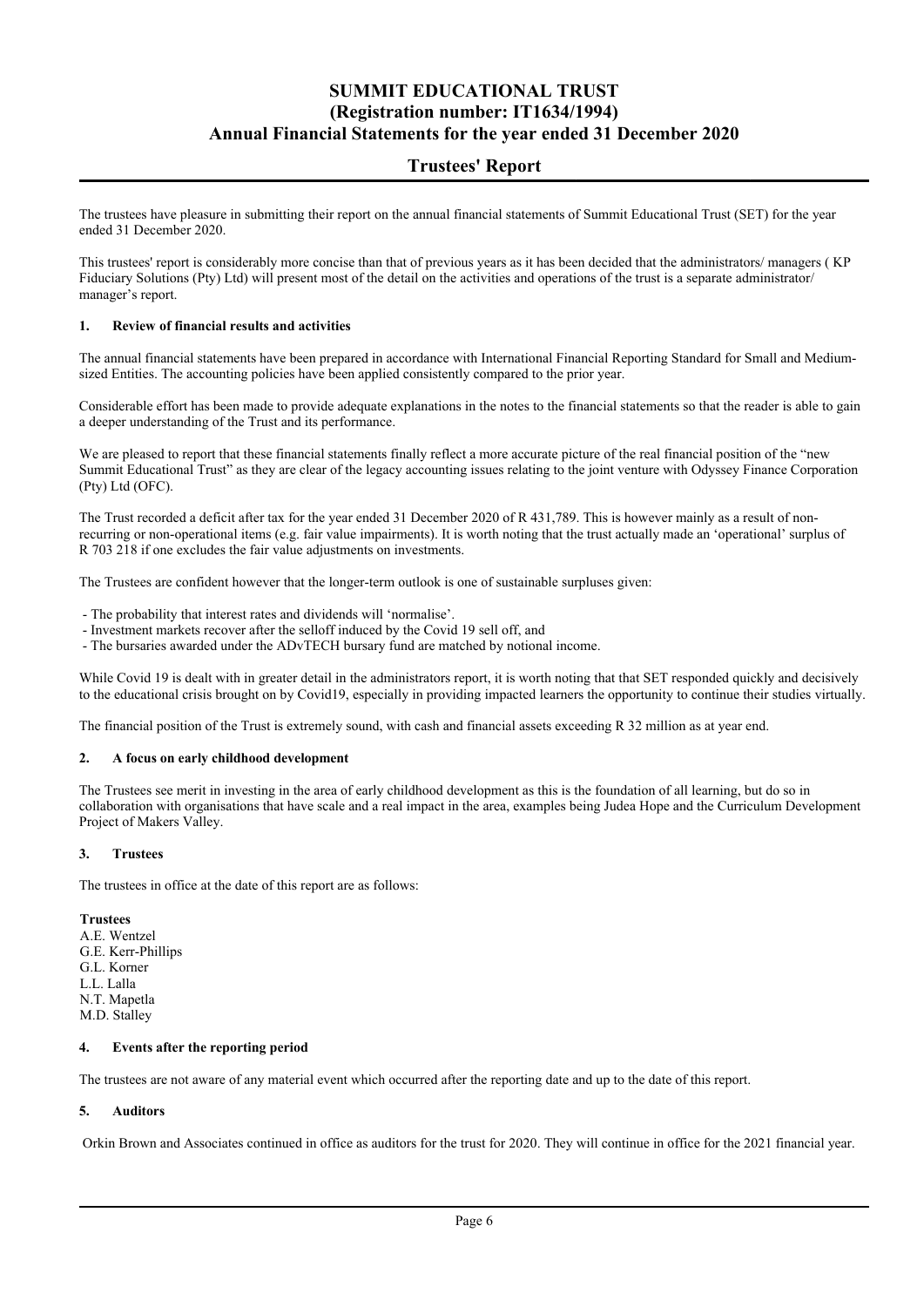# SUMMIT EDUCATIONAL TRUST
# (Registration number: IT1634/1994)
# Annual Financial Statements for the year ended 31 December 2020

## Trustees' Report

The trustees have pleasure in submitting their report on the annual financial statements of Summit Educational Trust (SET) for the year ended 31 December 2020.

This trustees' report is considerably more concise than that of previous years as it has been decided that the administrators/ managers ( KP Fiduciary Solutions (Pty) Ltd) will present most of the detail on the activities and operations of the trust is a separate administrator/ manager's report.

### 1. Review of financial results and activities

The annual financial statements have been prepared in accordance with International Financial Reporting Standard for Small and Medium-sized Entities. The accounting policies have been applied consistently compared to the prior year.

Considerable effort has been made to provide adequate explanations in the notes to the financial statements so that the reader is able to gain a deeper understanding of the Trust and its performance.

We are pleased to report that these financial statements finally reflect a more accurate picture of the real financial position of the "new Summit Educational Trust" as they are clear of the legacy accounting issues relating to the joint venture with Odyssey Finance Corporation (Pty) Ltd (OFC).

The Trust recorded a deficit after tax for the year ended 31 December 2020 of R 431,789. This is however mainly as a result of non-recurring or non-operational items (e.g. fair value impairments). It is worth noting that the trust actually made an 'operational' surplus of R 703 218 if one excludes the fair value adjustments on investments.

The Trustees are confident however that the longer-term outlook is one of sustainable surpluses given:

- The probability that interest rates and dividends will 'normalise'.
- Investment markets recover after the selloff induced by the Covid 19 sell off, and
- The bursaries awarded under the ADvTECH bursary fund are matched by notional income.

While Covid 19 is dealt with in greater detail in the administrators report, it is worth noting that that SET responded quickly and decisively to the educational crisis brought on by Covid19, especially in providing impacted learners the opportunity to continue their studies virtually.

The financial position of the Trust is extremely sound, with cash and financial assets exceeding R 32 million as at year end.

### 2. A focus on early childhood development

The Trustees see merit in investing in the area of early childhood development as this is the foundation of all learning, but do so in collaboration with organisations that have scale and a real impact in the area, examples being Judea Hope and the Curriculum Development Project of Makers Valley.

### 3. Trustees

The trustees in office at the date of this report are as follows:

**Trustees**
A.E. Wentzel
G.E. Kerr-Phillips
G.L. Korner
L.L. Lalla
N.T. Mapetla
M.D. Stalley

### 4. Events after the reporting period

The trustees are not aware of any material event which occurred after the reporting date and up to the date of this report.

### 5. Auditors

Orkin Brown and Associates continued in office as auditors for the trust for 2020. They will continue in office for the 2021 financial year.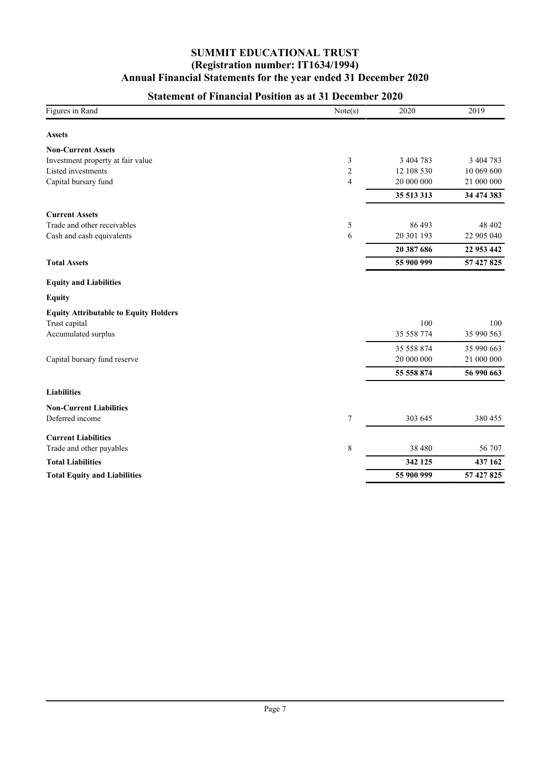# SUMMIT EDUCATIONAL TRUST
## (Registration number: IT1634/1994)
## Annual Financial Statements for the year ended 31 December 2020

### Statement of Financial Position as at 31 December 2020

| Figures in Rand | Note(s) | 2020 | 2019 |
|---|---|---|---|
| **Assets** | | | |
| **Non-Current Assets** | | | |
| Investment property at fair value | 3 | 3 404 783 | 3 404 783 |
| Listed investments | 2 | 12 108 530 | 10 069 600 |
| Capital bursary fund | 4 | 20 000 000 | 21 000 000 |
| | | **35 513 313** | **34 474 383** |
| **Current Assets** | | | |
| Trade and other receivables | 5 | 86 493 | 48 402 |
| Cash and cash equivalents | 6 | 20 301 193 | 22 905 040 |
| | | **20 387 686** | **22 953 442** |
| **Total Assets** | | **55 900 999** | **57 427 825** |
| **Equity and Liabilities** | | | |
| **Equity** | | | |
| **Equity Attributable to Equity Holders** | | | |
| Trust capital | | 100 | 100 |
| Accumulated surplus | | 35 558 774 | 35 990 563 |
| | | 35 558 874 | 35 990 663 |
| Capital bursary fund reserve | | 20 000 000 | 21 000 000 |
| | | **55 558 874** | **56 990 663** |
| **Liabilities** | | | |
| **Non-Current Liabilities** | | | |
| Deferred income | 7 | 303 645 | 380 455 |
| **Current Liabilities** | | | |
| Trade and other payables | 8 | 38 480 | 56 707 |
| **Total Liabilities** | | **342 125** | **437 162** |
| **Total Equity and Liabilities** | | **55 900 999** | **57 427 825** |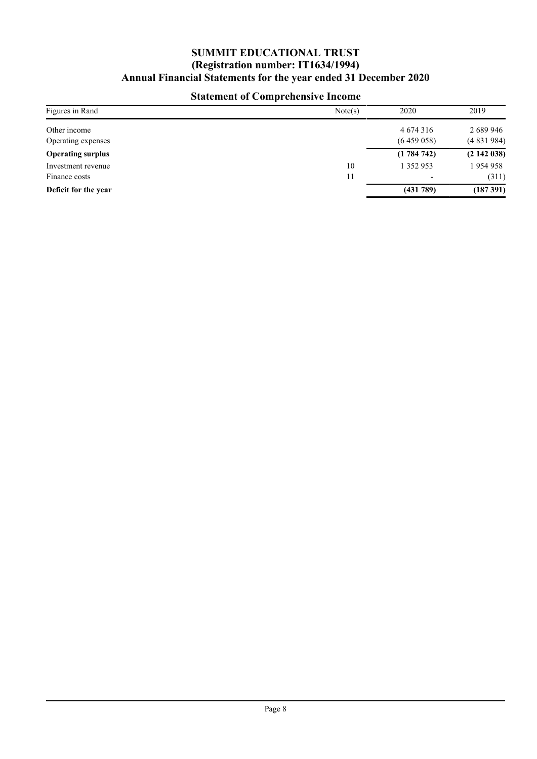# SUMMIT EDUCATIONAL TRUST
## (Registration number: IT1634/1994)
## Annual Financial Statements for the year ended 31 December 2020

### Statement of Comprehensive Income

| Figures in Rand | Note(s) | 2020 | 2019 |
|---|---|---|---|
| Other income | | 4 674 316 | 2 689 946 |
| Operating expenses | | (6 459 058) | (4 831 984) |
| **Operating surplus** | | **(1 784 742)** | **(2 142 038)** |
| Investment revenue | 10 | 1 352 953 | 1 954 958 |
| Finance costs | 11 | - | (311) |
| **Deficit for the year** | | **(431 789)** | **(187 391)** |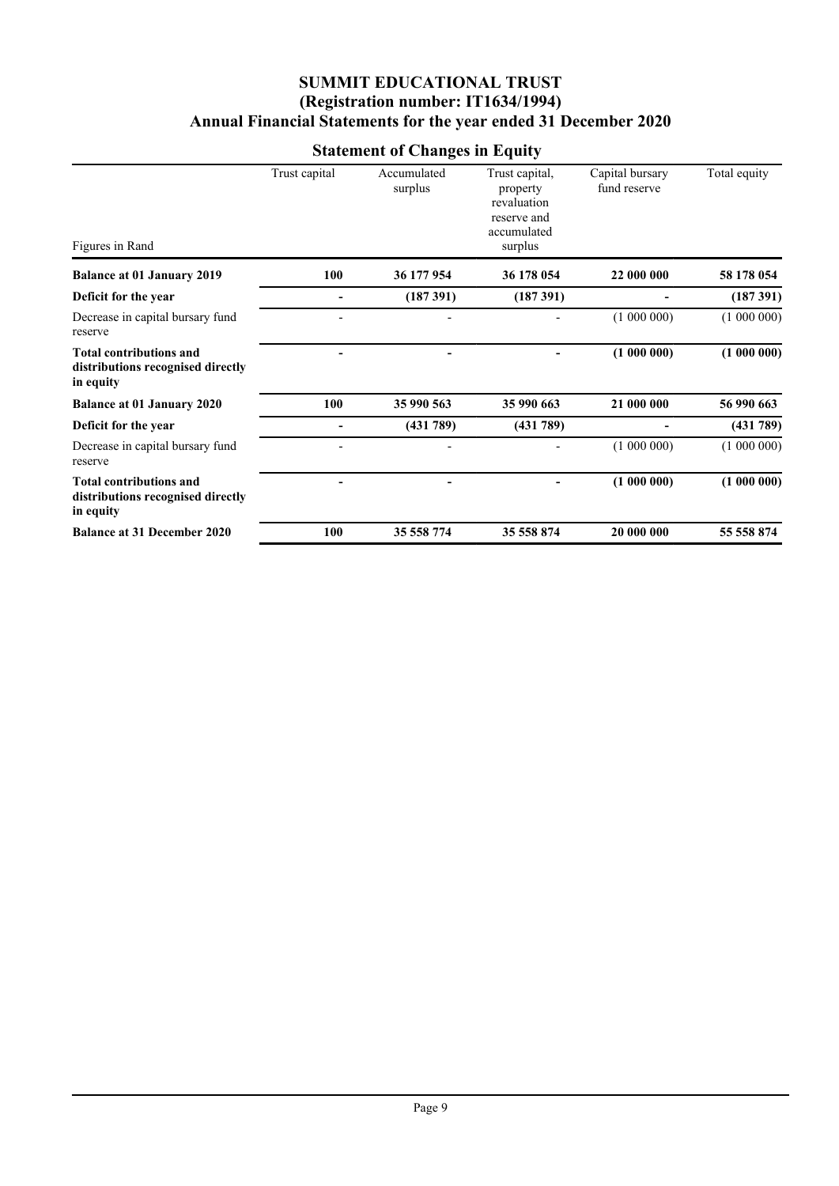# SUMMIT EDUCATIONAL TRUST
## (Registration number: IT1634/1994)
## Annual Financial Statements for the year ended 31 December 2020

### Statement of Changes in Equity

| Figures in Rand | Trust capital | Accumulated surplus | Trust capital, property revaluation reserve and accumulated surplus | Capital bursary fund reserve | Total equity |
|---|---|---|---|---|---|
| **Balance at 01 January 2019** | **100** | **36 177 954** | **36 178 054** | **22 000 000** | **58 178 054** |
| **Deficit for the year** | **-** | **(187 391)** | **(187 391)** | **-** | **(187 391)** |
| Decrease in capital bursary fund reserve | - | - | - | (1 000 000) | (1 000 000) |
| **Total contributions and distributions recognised directly in equity** | **-** | **-** | **-** | **(1 000 000)** | **(1 000 000)** |
| **Balance at 01 January 2020** | **100** | **35 990 563** | **35 990 663** | **21 000 000** | **56 990 663** |
| **Deficit for the year** | **-** | **(431 789)** | **(431 789)** | **-** | **(431 789)** |
| Decrease in capital bursary fund reserve | - | - | - | (1 000 000) | (1 000 000) |
| **Total contributions and distributions recognised directly in equity** | **-** | **-** | **-** | **(1 000 000)** | **(1 000 000)** |
| **Balance at 31 December 2020** | **100** | **35 558 774** | **35 558 874** | **20 000 000** | **55 558 874** |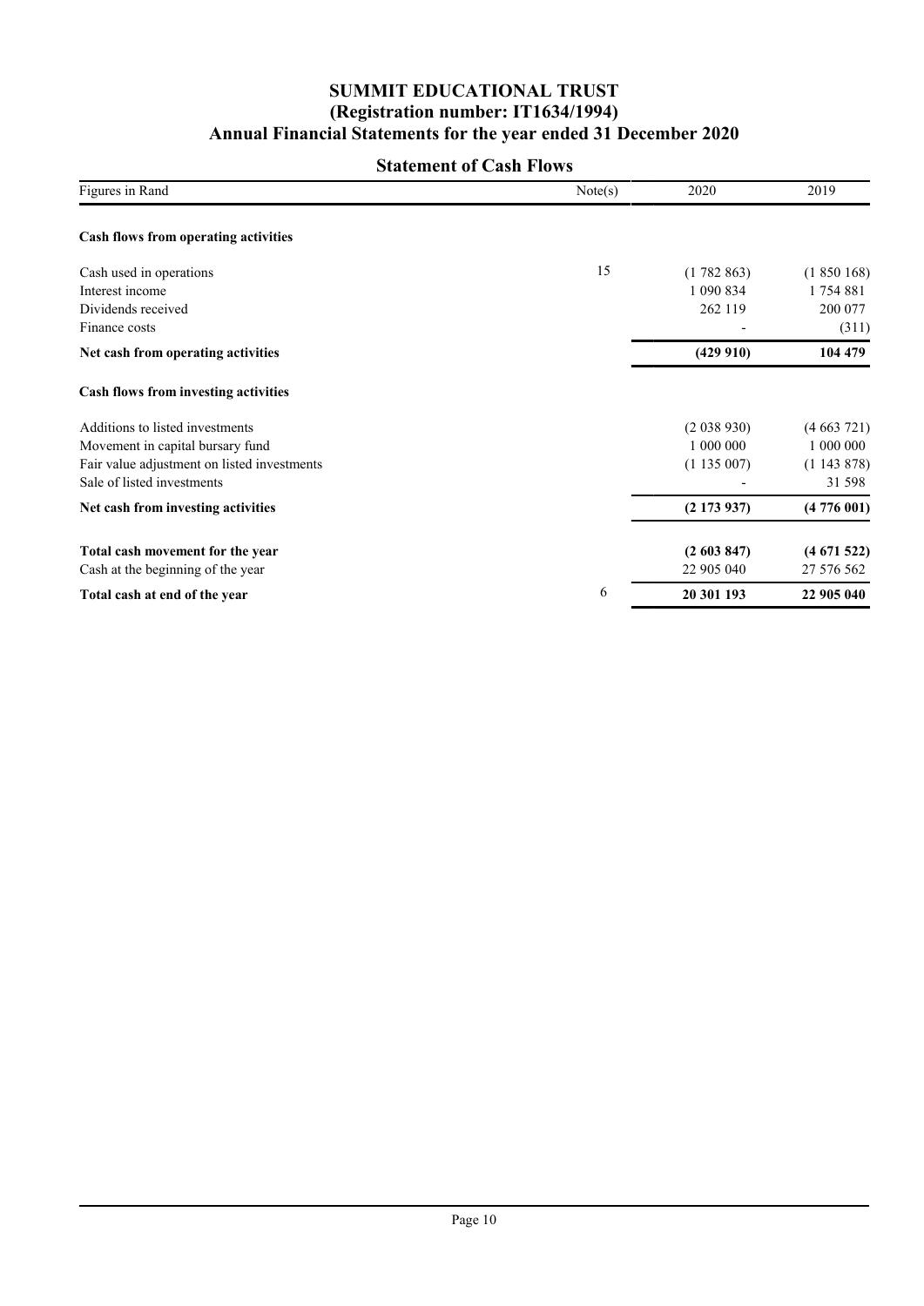# SUMMIT EDUCATIONAL TRUST
## (Registration number: IT1634/1994)
## Annual Financial Statements for the year ended 31 December 2020

### Statement of Cash Flows

| Figures in Rand | Note(s) | 2020 | 2019 |
|---|---|---|---|
| **Cash flows from operating activities** | | | |
| Cash used in operations | 15 | (1 782 863) | (1 850 168) |
| Interest income | | 1 090 834 | 1 754 881 |
| Dividends received | | 262 119 | 200 077 |
| Finance costs | | - | (311) |
| **Net cash from operating activities** | | **(429 910)** | **104 479** |
| **Cash flows from investing activities** | | | |
| Additions to listed investments | | (2 038 930) | (4 663 721) |
| Movement in capital bursary fund | | 1 000 000 | 1 000 000 |
| Fair value adjustment on listed investments | | (1 135 007) | (1 143 878) |
| Sale of listed investments | | - | 31 598 |
| **Net cash from investing activities** | | **(2 173 937)** | **(4 776 001)** |
| **Total cash movement for the year** | | **(2 603 847)** | **(4 671 522)** |
| Cash at the beginning of the year | | 22 905 040 | 27 576 562 |
| **Total cash at end of the year** | 6 | **20 301 193** | **22 905 040** |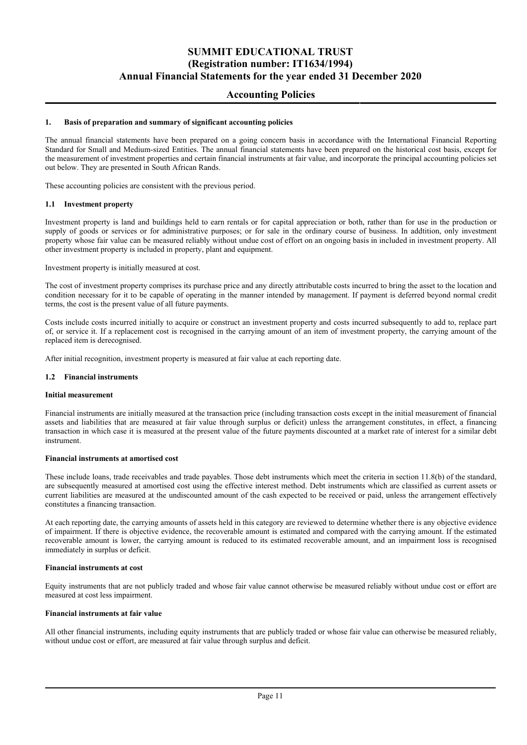# SUMMIT EDUCATIONAL TRUST
# (Registration number: IT1634/1994)
# Annual Financial Statements for the year ended 31 December 2020

## Accounting Policies

### 1. Basis of preparation and summary of significant accounting policies

The annual financial statements have been prepared on a going concern basis in accordance with the International Financial Reporting Standard for Small and Medium-sized Entities. The annual financial statements have been prepared on the historical cost basis, except for the measurement of investment properties and certain financial instruments at fair value, and incorporate the principal accounting policies set out below. They are presented in South African Rands.

These accounting policies are consistent with the previous period.

### 1.1 Investment property

Investment property is land and buildings held to earn rentals or for capital appreciation or both, rather than for use in the production or supply of goods or services or for administrative purposes; or for sale in the ordinary course of business. In addtition, only investment property whose fair value can be measured reliably without undue cost of effort on an ongoing basis in included in investment property. All other investment property is included in property, plant and equipment.

Investment property is initially measured at cost.

The cost of investment property comprises its purchase price and any directly attributable costs incurred to bring the asset to the location and condition necessary for it to be capable of operating in the manner intended by management. If payment is deferred beyond normal credit terms, the cost is the present value of all future payments.

Costs include costs incurred initially to acquire or construct an investment property and costs incurred subsequently to add to, replace part of, or service it. If a replacement cost is recognised in the carrying amount of an item of investment property, the carrying amount of the replaced item is derecognised.

After initial recognition, investment property is measured at fair value at each reporting date.

### 1.2 Financial instruments

**Initial measurement**

Financial instruments are initially measured at the transaction price (including transaction costs except in the initial measurement of financial assets and liabilities that are measured at fair value through surplus or deficit) unless the arrangement constitutes, in effect, a financing transaction in which case it is measured at the present value of the future payments discounted at a market rate of interest for a similar debt instrument.

**Financial instruments at amortised cost**

These include loans, trade receivables and trade payables. Those debt instruments which meet the criteria in section 11.8(b) of the standard, are subsequently measured at amortised cost using the effective interest method. Debt instruments which are classified as current assets or current liabilities are measured at the undiscounted amount of the cash expected to be received or paid, unless the arrangement effectively constitutes a financing transaction.

At each reporting date, the carrying amounts of assets held in this category are reviewed to determine whether there is any objective evidence of impairment. If there is objective evidence, the recoverable amount is estimated and compared with the carrying amount. If the estimated recoverable amount is lower, the carrying amount is reduced to its estimated recoverable amount, and an impairment loss is recognised immediately in surplus or deficit.

**Financial instruments at cost**

Equity instruments that are not publicly traded and whose fair value cannot otherwise be measured reliably without undue cost or effort are measured at cost less impairment.

**Financial instruments at fair value**

All other financial instruments, including equity instruments that are publicly traded or whose fair value can otherwise be measured reliably, without undue cost or effort, are measured at fair value through surplus and deficit.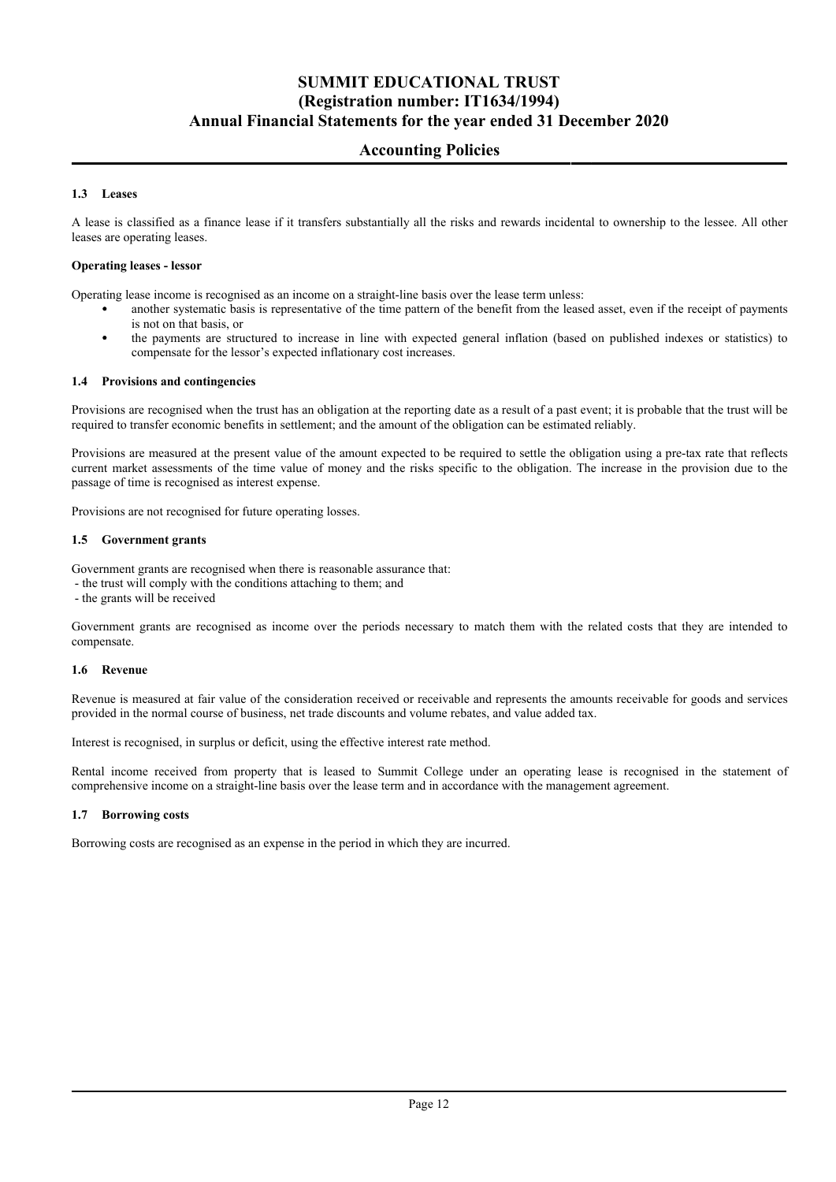### 1.3 Leases

A lease is classified as a finance lease if it transfers substantially all the risks and rewards incidental to ownership to the lessee. All other leases are operating leases.

**Operating leases - lessor**

Operating lease income is recognised as an income on a straight-line basis over the lease term unless:

- another systematic basis is representative of the time pattern of the benefit from the leased asset, even if the receipt of payments is not on that basis, or
- the payments are structured to increase in line with expected general inflation (based on published indexes or statistics) to compensate for the lessor's expected inflationary cost increases.

### 1.4 Provisions and contingencies

Provisions are recognised when the trust has an obligation at the reporting date as a result of a past event; it is probable that the trust will be required to transfer economic benefits in settlement; and the amount of the obligation can be estimated reliably.

Provisions are measured at the present value of the amount expected to be required to settle the obligation using a pre-tax rate that reflects current market assessments of the time value of money and the risks specific to the obligation. The increase in the provision due to the passage of time is recognised as interest expense.

Provisions are not recognised for future operating losses.

### 1.5 Government grants

Government grants are recognised when there is reasonable assurance that:

- the trust will comply with the conditions attaching to them; and
- the grants will be received

Government grants are recognised as income over the periods necessary to match them with the related costs that they are intended to compensate.

### 1.6 Revenue

Revenue is measured at fair value of the consideration received or receivable and represents the amounts receivable for goods and services provided in the normal course of business, net trade discounts and volume rebates, and value added tax.

Interest is recognised, in surplus or deficit, using the effective interest rate method.

Rental income received from property that is leased to Summit College under an operating lease is recognised in the statement of comprehensive income on a straight-line basis over the lease term and in accordance with the management agreement.

### 1.7 Borrowing costs

Borrowing costs are recognised as an expense in the period in which they are incurred.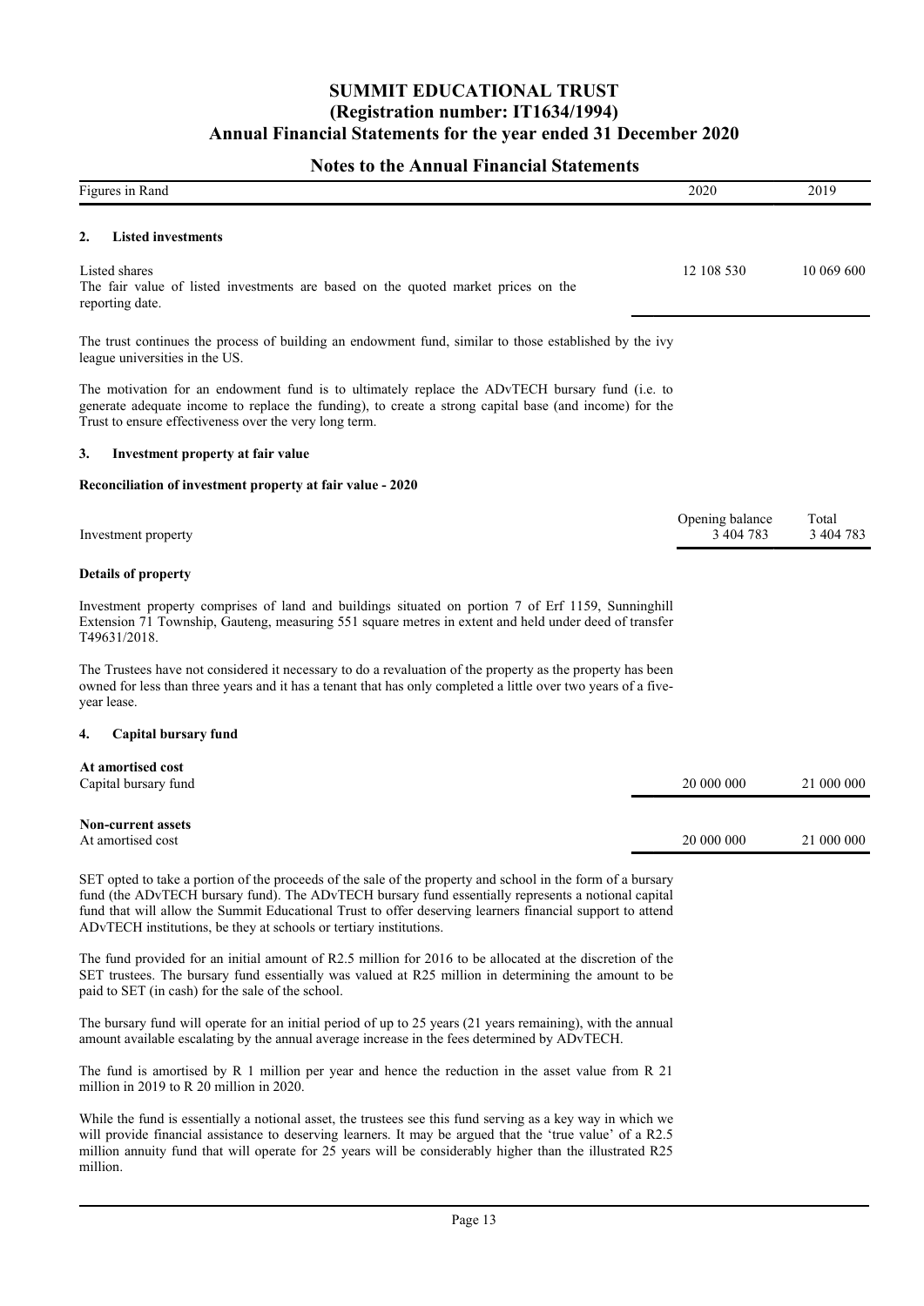## Notes to the Annual Financial Statements

| Figures in Rand | 2020 | 2019 |
|---|---|---|

### 2. Listed investments

| | 2020 | 2019 |
|---|---|---|
| Listed shares<br>The fair value of listed investments are based on the quoted market prices on the reporting date. | 12 108 530 | 10 069 600 |

The trust continues the process of building an endowment fund, similar to those established by the ivy league universities in the US.

The motivation for an endowment fund is to ultimately replace the ADvTECH bursary fund (i.e. to generate adequate income to replace the funding), to create a strong capital base (and income) for the Trust to ensure effectiveness over the very long term.

### 3. Investment property at fair value

**Reconciliation of investment property at fair value - 2020**

| | Opening balance | Total |
|---|---|---|
| Investment property | 3 404 783 | 3 404 783 |

**Details of property**

Investment property comprises of land and buildings situated on portion 7 of Erf 1159, Sunninghill Extension 71 Township, Gauteng, measuring 551 square metres in extent and held under deed of transfer T49631/2018.

The Trustees have not considered it necessary to do a revaluation of the property as the property has been owned for less than three years and it has a tenant that has only completed a little over two years of a five-year lease.

### 4. Capital bursary fund

| | 2020 | 2019 |
|---|---|---|
| **At amortised cost** | | |
| Capital bursary fund | 20 000 000 | 21 000 000 |
| | | |
| **Non-current assets** | | |
| At amortised cost | 20 000 000 | 21 000 000 |

SET opted to take a portion of the proceeds of the sale of the property and school in the form of a bursary fund (the ADvTECH bursary fund). The ADvTECH bursary fund essentially represents a notional capital fund that will allow the Summit Educational Trust to offer deserving learners financial support to attend ADvTECH institutions, be they at schools or tertiary institutions.

The fund provided for an initial amount of R2.5 million for 2016 to be allocated at the discretion of the SET trustees. The bursary fund essentially was valued at R25 million in determining the amount to be paid to SET (in cash) for the sale of the school.

The bursary fund will operate for an initial period of up to 25 years (21 years remaining), with the annual amount available escalating by the annual average increase in the fees determined by ADvTECH.

The fund is amortised by R 1 million per year and hence the reduction in the asset value from R 21 million in 2019 to R 20 million in 2020.

While the fund is essentially a notional asset, the trustees see this fund serving as a key way in which we will provide financial assistance to deserving learners. It may be argued that the 'true value' of a R2.5 million annuity fund that will operate for 25 years will be considerably higher than the illustrated R25 million.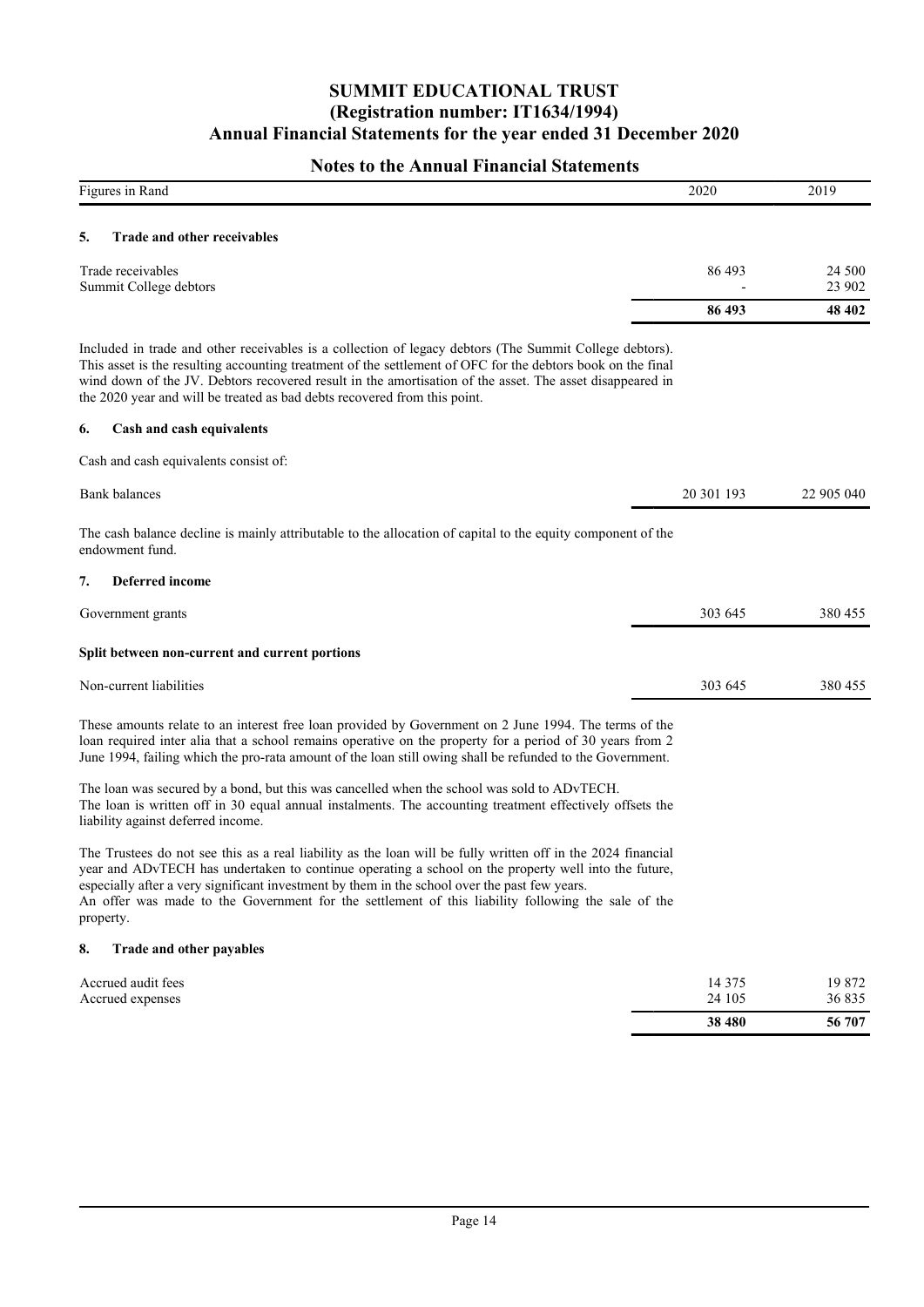# SUMMIT EDUCATIONAL TRUST
## (Registration number: IT1634/1994)
## Annual Financial Statements for the year ended 31 December 2020

### Notes to the Annual Financial Statements

| Figures in Rand | 2020 | 2019 |
|---|---|---|

#### 5. Trade and other receivables

| | 2020 | 2019 |
|---|---|---|
| Trade receivables | 86 493 | 24 500 |
| Summit College debtors | - | 23 902 |
| | **86 493** | **48 402** |

Included in trade and other receivables is a collection of legacy debtors (The Summit College debtors). This asset is the resulting accounting treatment of the settlement of OFC for the debtors book on the final wind down of the JV. Debtors recovered result in the amortisation of the asset. The asset disappeared in the 2020 year and will be treated as bad debts recovered from this point.

#### 6. Cash and cash equivalents

Cash and cash equivalents consist of:

| | 2020 | 2019 |
|---|---|---|
| Bank balances | 20 301 193 | 22 905 040 |

The cash balance decline is mainly attributable to the allocation of capital to the equity component of the endowment fund.

#### 7. Deferred income

| | 2020 | 2019 |
|---|---|---|
| Government grants | 303 645 | 380 455 |

**Split between non-current and current portions**

| | 2020 | 2019 |
|---|---|---|
| Non-current liabilities | 303 645 | 380 455 |

These amounts relate to an interest free loan provided by Government on 2 June 1994. The terms of the loan required inter alia that a school remains operative on the property for a period of 30 years from 2 June 1994, failing which the pro-rata amount of the loan still owing shall be refunded to the Government.

The loan was secured by a bond, but this was cancelled when the school was sold to ADvTECH.
The loan is written off in 30 equal annual instalments. The accounting treatment effectively offsets the liability against deferred income.

The Trustees do not see this as a real liability as the loan will be fully written off in the 2024 financial year and ADvTECH has undertaken to continue operating a school on the property well into the future, especially after a very significant investment by them in the school over the past few years.
An offer was made to the Government for the settlement of this liability following the sale of the property.

#### 8. Trade and other payables

| | 2020 | 2019 |
|---|---|---|
| Accrued audit fees | 14 375 | 19 872 |
| Accrued expenses | 24 105 | 36 835 |
| | **38 480** | **56 707** |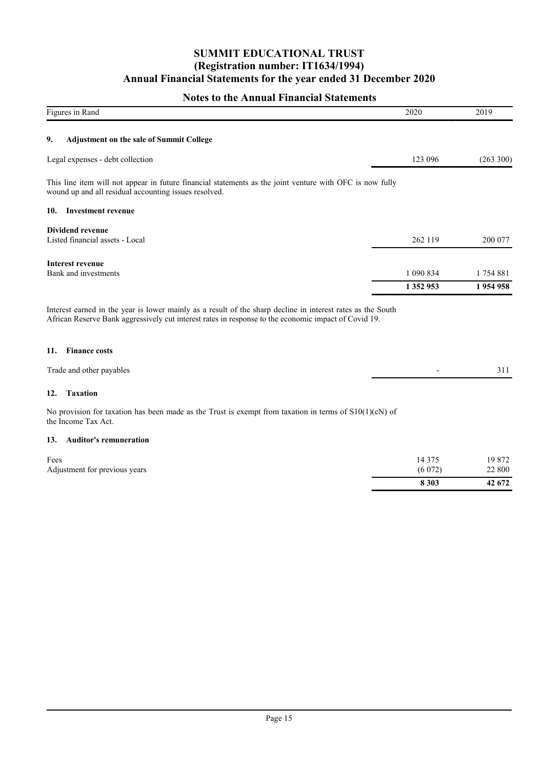# SUMMIT EDUCATIONAL TRUST
## (Registration number: IT1634/1994)
## Annual Financial Statements for the year ended 31 December 2020

### Notes to the Annual Financial Statements

| Figures in Rand | 2020 | 2019 |
|---|---|---|

#### 9. Adjustment on the sale of Summit College

| | 2020 | 2019 |
|---|---|---|
| Legal expenses - debt collection | 123 096 | (263 300) |

This line item will not appear in future financial statements as the joint venture with OFC is now fully wound up and all residual accounting issues resolved.

#### 10. Investment revenue

| | 2020 | 2019 |
|---|---|---|
| **Dividend revenue** | | |
| Listed financial assets - Local | 262 119 | 200 077 |
| **Interest revenue** | | |
| Bank and investments | 1 090 834 | 1 754 881 |
| | **1 352 953** | **1 954 958** |

Interest earned in the year is lower mainly as a result of the sharp decline in interest rates as the South African Reserve Bank aggressively cut interest rates in response to the economic impact of Covid 19.

#### 11. Finance costs

| | 2020 | 2019 |
|---|---|---|
| Trade and other payables | - | 311 |

#### 12. Taxation

No provision for taxation has been made as the Trust is exempt from taxation in terms of S10(1)(cN) of the Income Tax Act.

#### 13. Auditor's remuneration

| | 2020 | 2019 |
|---|---|---|
| Fees | 14 375 | 19 872 |
| Adjustment for previous years | (6 072) | 22 800 |
| | **8 303** | **42 672** |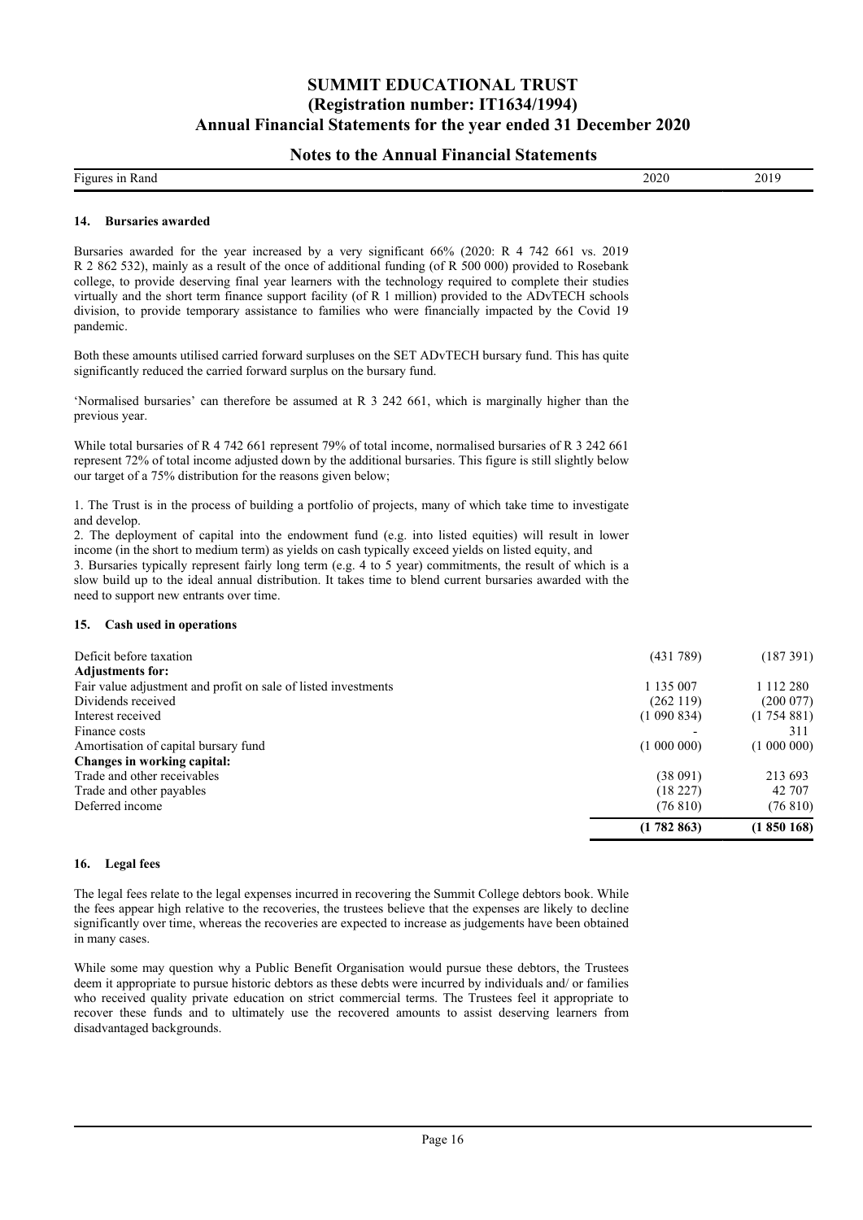## Notes to the Annual Financial Statements

| Figures in Rand | 2020 | 2019 |
|---|---|---|

### 14. Bursaries awarded

Bursaries awarded for the year increased by a very significant 66% (2020: R 4 742 661 vs. 2019 R 2 862 532), mainly as a result of the once of additional funding (of R 500 000) provided to Rosebank college, to provide deserving final year learners with the technology required to complete their studies virtually and the short term finance support facility (of R 1 million) provided to the ADvTECH schools division, to provide temporary assistance to families who were financially impacted by the Covid 19 pandemic.

Both these amounts utilised carried forward surpluses on the SET ADvTECH bursary fund. This has quite significantly reduced the carried forward surplus on the bursary fund.

'Normalised bursaries' can therefore be assumed at R 3 242 661, which is marginally higher than the previous year.

While total bursaries of R 4 742 661 represent 79% of total income, normalised bursaries of R 3 242 661 represent 72% of total income adjusted down by the additional bursaries. This figure is still slightly below our target of a 75% distribution for the reasons given below;

1. The Trust is in the process of building a portfolio of projects, many of which take time to investigate and develop.
2. The deployment of capital into the endowment fund (e.g. into listed equities) will result in lower income (in the short to medium term) as yields on cash typically exceed yields on listed equity, and
3. Bursaries typically represent fairly long term (e.g. 4 to 5 year) commitments, the result of which is a slow build up to the ideal annual distribution. It takes time to blend current bursaries awarded with the need to support new entrants over time.

### 15. Cash used in operations

| | 2020 | 2019 |
|---|---|---|
| Deficit before taxation | (431 789) | (187 391) |
| **Adjustments for:** | | |
| Fair value adjustment and profit on sale of listed investments | 1 135 007 | 1 112 280 |
| Dividends received | (262 119) | (200 077) |
| Interest received | (1 090 834) | (1 754 881) |
| Finance costs | - | 311 |
| Amortisation of capital bursary fund | (1 000 000) | (1 000 000) |
| **Changes in working capital:** | | |
| Trade and other receivables | (38 091) | 213 693 |
| Trade and other payables | (18 227) | 42 707 |
| Deferred income | (76 810) | (76 810) |
| | **(1 782 863)** | **(1 850 168)** |

### 16. Legal fees

The legal fees relate to the legal expenses incurred in recovering the Summit College debtors book. While the fees appear high relative to the recoveries, the trustees believe that the expenses are likely to decline significantly over time, whereas the recoveries are expected to increase as judgements have been obtained in many cases.

While some may question why a Public Benefit Organisation would pursue these debtors, the Trustees deem it appropriate to pursue historic debtors as these debts were incurred by individuals and/ or families who received quality private education on strict commercial terms. The Trustees feel it appropriate to recover these funds and to ultimately use the recovered amounts to assist deserving learners from disadvantaged backgrounds.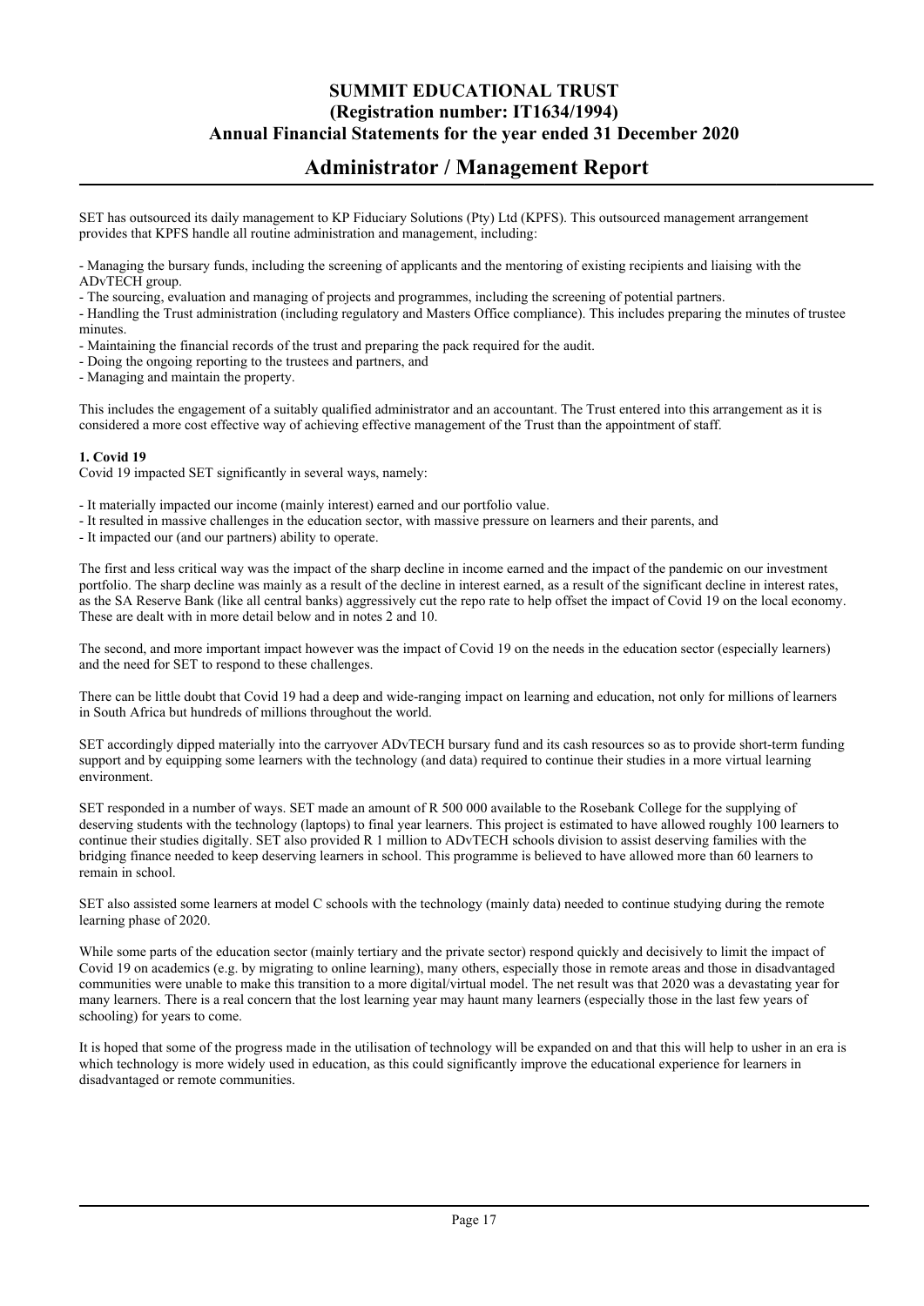# SUMMIT EDUCATIONAL TRUST
**(Registration number: IT1634/1994)**
**Annual Financial Statements for the year ended 31 December 2020**

## Administrator / Management Report

SET has outsourced its daily management to KP Fiduciary Solutions (Pty) Ltd (KPFS). This outsourced management arrangement provides that KPFS handle all routine administration and management, including:

- Managing the bursary funds, including the screening of applicants and the mentoring of existing recipients and liaising with the ADvTECH group.
- The sourcing, evaluation and managing of projects and programmes, including the screening of potential partners.
- Handling the Trust administration (including regulatory and Masters Office compliance). This includes preparing the minutes of trustee minutes.
- Maintaining the financial records of the trust and preparing the pack required for the audit.
- Doing the ongoing reporting to the trustees and partners, and
- Managing and maintain the property.

This includes the engagement of a suitably qualified administrator and an accountant. The Trust entered into this arrangement as it is considered a more cost effective way of achieving effective management of the Trust than the appointment of staff.

**1. Covid 19**

Covid 19 impacted SET significantly in several ways, namely:

- It materially impacted our income (mainly interest) earned and our portfolio value.
- It resulted in massive challenges in the education sector, with massive pressure on learners and their parents, and
- It impacted our (and our partners) ability to operate.

The first and less critical way was the impact of the sharp decline in income earned and the impact of the pandemic on our investment portfolio. The sharp decline was mainly as a result of the decline in interest earned, as a result of the significant decline in interest rates, as the SA Reserve Bank (like all central banks) aggressively cut the repo rate to help offset the impact of Covid 19 on the local economy. These are dealt with in more detail below and in notes 2 and 10.

The second, and more important impact however was the impact of Covid 19 on the needs in the education sector (especially learners) and the need for SET to respond to these challenges.

There can be little doubt that Covid 19 had a deep and wide-ranging impact on learning and education, not only for millions of learners in South Africa but hundreds of millions throughout the world.

SET accordingly dipped materially into the carryover ADvTECH bursary fund and its cash resources so as to provide short-term funding support and by equipping some learners with the technology (and data) required to continue their studies in a more virtual learning environment.

SET responded in a number of ways. SET made an amount of R 500 000 available to the Rosebank College for the supplying of deserving students with the technology (laptops) to final year learners. This project is estimated to have allowed roughly 100 learners to continue their studies digitally. SET also provided R 1 million to ADvTECH schools division to assist deserving families with the bridging finance needed to keep deserving learners in school. This programme is believed to have allowed more than 60 learners to remain in school.

SET also assisted some learners at model C schools with the technology (mainly data) needed to continue studying during the remote learning phase of 2020.

While some parts of the education sector (mainly tertiary and the private sector) respond quickly and decisively to limit the impact of Covid 19 on academics (e.g. by migrating to online learning), many others, especially those in remote areas and those in disadvantaged communities were unable to make this transition to a more digital/virtual model. The net result was that 2020 was a devastating year for many learners. There is a real concern that the lost learning year may haunt many learners (especially those in the last few years of schooling) for years to come.

It is hoped that some of the progress made in the utilisation of technology will be expanded on and that this will help to usher in an era is which technology is more widely used in education, as this could significantly improve the educational experience for learners in disadvantaged or remote communities.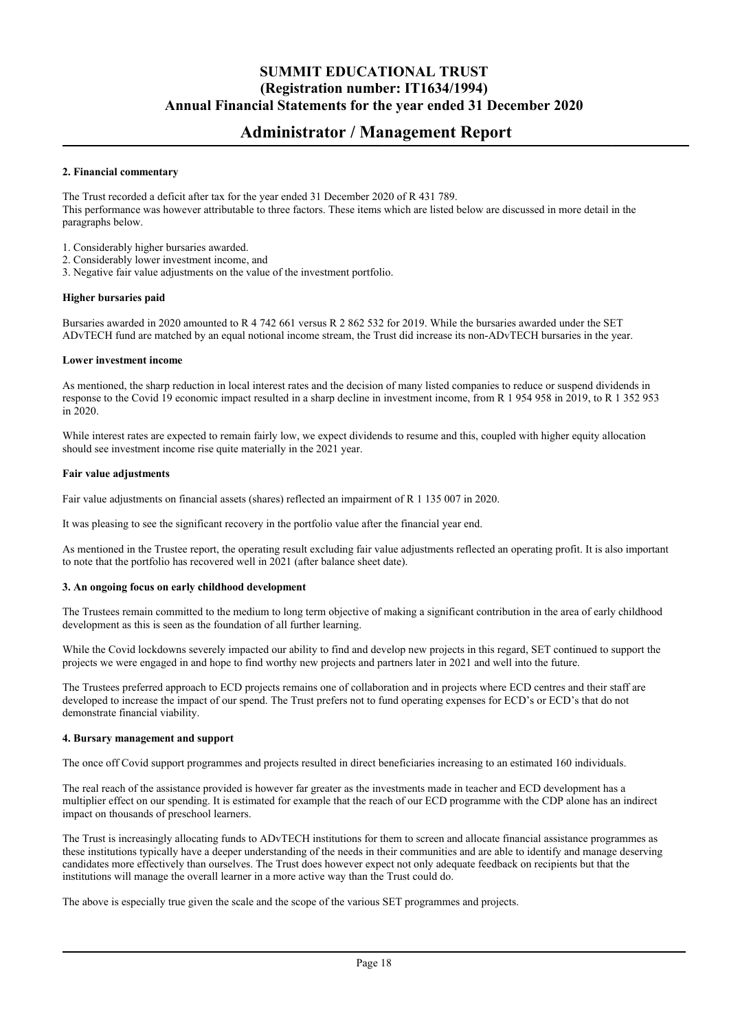## 2. Financial commentary

The Trust recorded a deficit after tax for the year ended 31 December 2020 of R 431 789.
This performance was however attributable to three factors. These items which are listed below are discussed in more detail in the paragraphs below.

1. Considerably higher bursaries awarded.
2. Considerably lower investment income, and
3. Negative fair value adjustments on the value of the investment portfolio.

### Higher bursaries paid

Bursaries awarded in 2020 amounted to R 4 742 661 versus R 2 862 532 for 2019. While the bursaries awarded under the SET ADvTECH fund are matched by an equal notional income stream, the Trust did increase its non-ADvTECH bursaries in the year.

### Lower investment income

As mentioned, the sharp reduction in local interest rates and the decision of many listed companies to reduce or suspend dividends in response to the Covid 19 economic impact resulted in a sharp decline in investment income, from R 1 954 958 in 2019, to R 1 352 953 in 2020.

While interest rates are expected to remain fairly low, we expect dividends to resume and this, coupled with higher equity allocation should see investment income rise quite materially in the 2021 year.

### Fair value adjustments

Fair value adjustments on financial assets (shares) reflected an impairment of R 1 135 007 in 2020.

It was pleasing to see the significant recovery in the portfolio value after the financial year end.

As mentioned in the Trustee report, the operating result excluding fair value adjustments reflected an operating profit. It is also important to note that the portfolio has recovered well in 2021 (after balance sheet date).

## 3. An ongoing focus on early childhood development

The Trustees remain committed to the medium to long term objective of making a significant contribution in the area of early childhood development as this is seen as the foundation of all further learning.

While the Covid lockdowns severely impacted our ability to find and develop new projects in this regard, SET continued to support the projects we were engaged in and hope to find worthy new projects and partners later in 2021 and well into the future.

The Trustees preferred approach to ECD projects remains one of collaboration and in projects where ECD centres and their staff are developed to increase the impact of our spend. The Trust prefers not to fund operating expenses for ECD's or ECD's that do not demonstrate financial viability.

## 4. Bursary management and support

The once off Covid support programmes and projects resulted in direct beneficiaries increasing to an estimated 160 individuals.

The real reach of the assistance provided is however far greater as the investments made in teacher and ECD development has a multiplier effect on our spending. It is estimated for example that the reach of our ECD programme with the CDP alone has an indirect impact on thousands of preschool learners.

The Trust is increasingly allocating funds to ADvTECH institutions for them to screen and allocate financial assistance programmes as these institutions typically have a deeper understanding of the needs in their communities and are able to identify and manage deserving candidates more effectively than ourselves. The Trust does however expect not only adequate feedback on recipients but that the institutions will manage the overall learner in a more active way than the Trust could do.

The above is especially true given the scale and the scope of the various SET programmes and projects.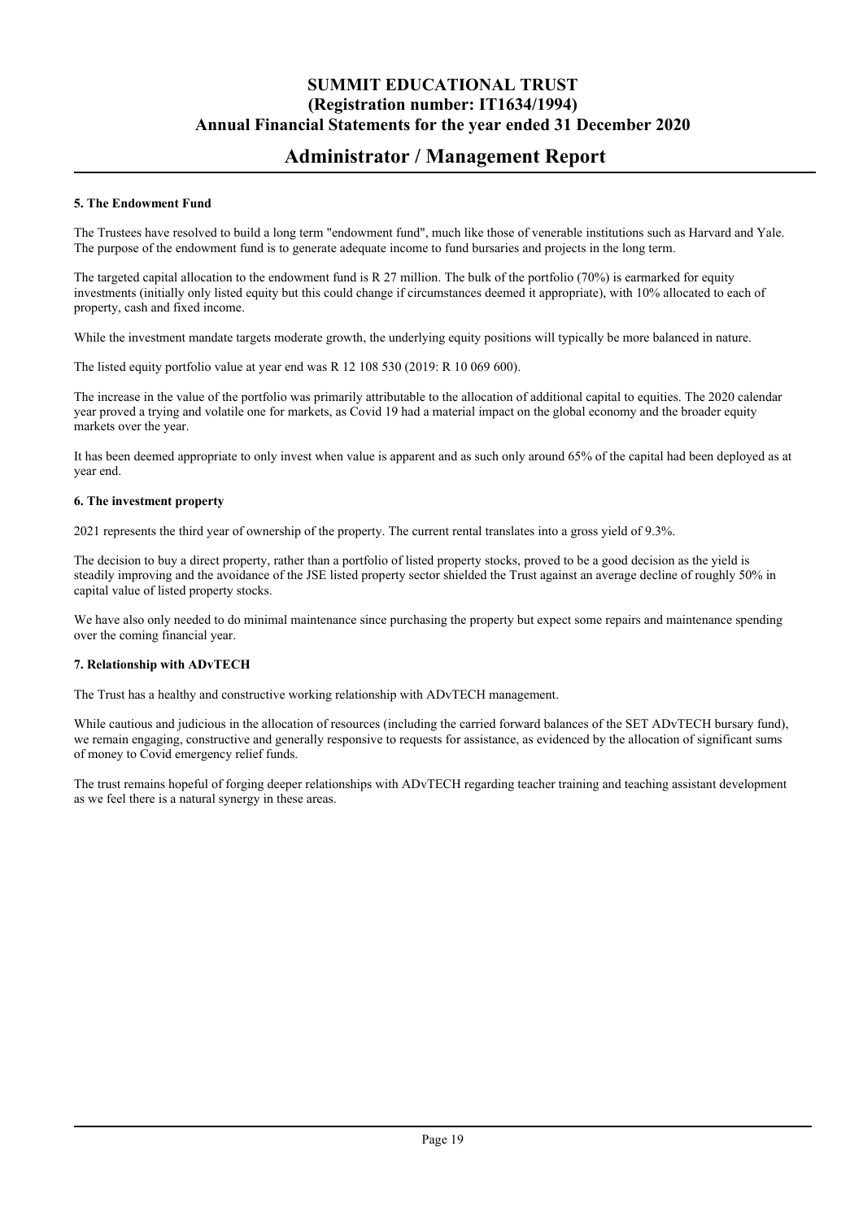## Administrator / Management Report

**5. The Endowment Fund**

The Trustees have resolved to build a long term "endowment fund", much like those of venerable institutions such as Harvard and Yale. The purpose of the endowment fund is to generate adequate income to fund bursaries and projects in the long term.

The targeted capital allocation to the endowment fund is R 27 million. The bulk of the portfolio (70%) is earmarked for equity investments (initially only listed equity but this could change if circumstances deemed it appropriate), with 10% allocated to each of property, cash and fixed income.

While the investment mandate targets moderate growth, the underlying equity positions will typically be more balanced in nature.

The listed equity portfolio value at year end was R 12 108 530 (2019: R 10 069 600).

The increase in the value of the portfolio was primarily attributable to the allocation of additional capital to equities. The 2020 calendar year proved a trying and volatile one for markets, as Covid 19 had a material impact on the global economy and the broader equity markets over the year.

It has been deemed appropriate to only invest when value is apparent and as such only around 65% of the capital had been deployed as at year end.

**6. The investment property**

2021 represents the third year of ownership of the property. The current rental translates into a gross yield of 9.3%.

The decision to buy a direct property, rather than a portfolio of listed property stocks, proved to be a good decision as the yield is steadily improving and the avoidance of the JSE listed property sector shielded the Trust against an average decline of roughly 50% in capital value of listed property stocks.

We have also only needed to do minimal maintenance since purchasing the property but expect some repairs and maintenance spending over the coming financial year.

**7. Relationship with ADvTECH**

The Trust has a healthy and constructive working relationship with ADvTECH management.

While cautious and judicious in the allocation of resources (including the carried forward balances of the SET ADvTECH bursary fund), we remain engaging, constructive and generally responsive to requests for assistance, as evidenced by the allocation of significant sums of money to Covid emergency relief funds.

The trust remains hopeful of forging deeper relationships with ADvTECH regarding teacher training and teaching assistant development as we feel there is a natural synergy in these areas.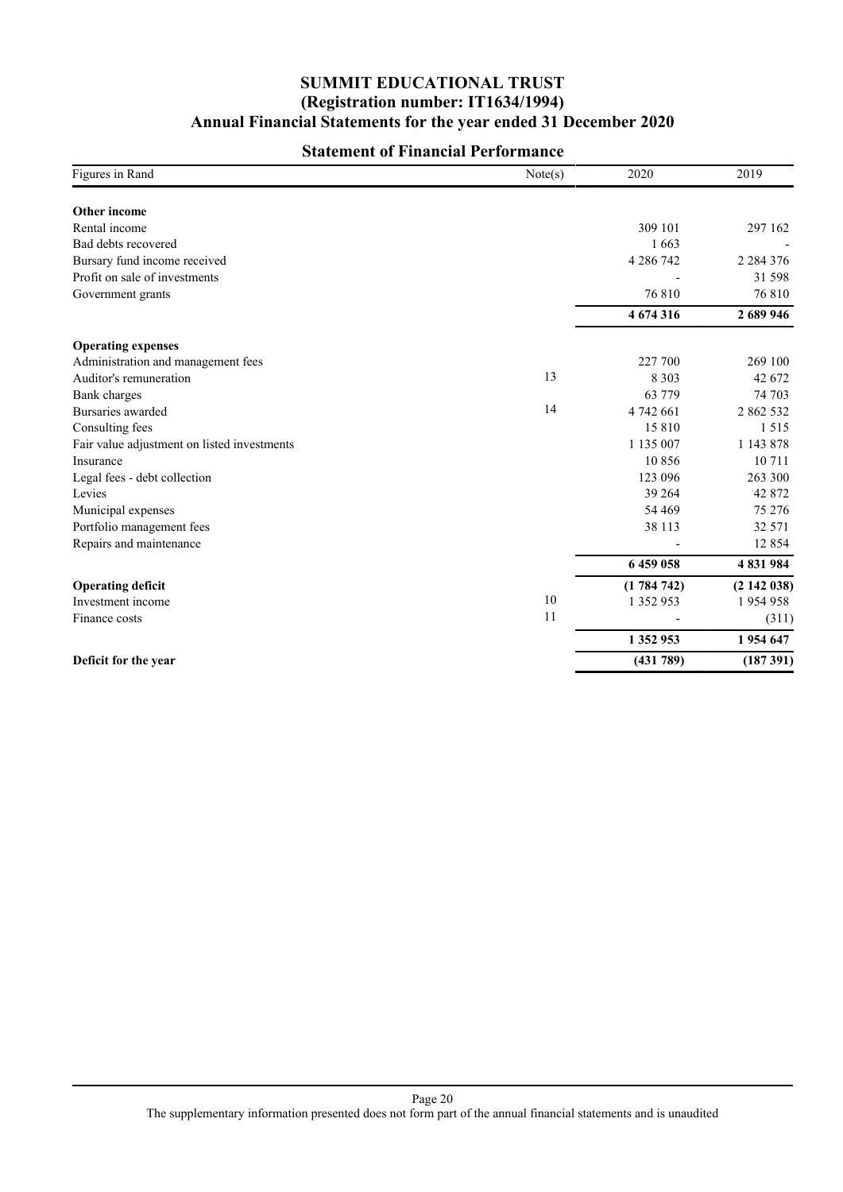# SUMMIT EDUCATIONAL TRUST
## (Registration number: IT1634/1994)
## Annual Financial Statements for the year ended 31 December 2020

### Statement of Financial Performance

| Figures in Rand | Note(s) | 2020 | 2019 |
|---|---|---|---|
| **Other income** | | | |
| Rental income | | 309 101 | 297 162 |
| Bad debts recovered | | 1 663 | - |
| Bursary fund income received | | 4 286 742 | 2 284 376 |
| Profit on sale of investments | | - | 31 598 |
| Government grants | | 76 810 | 76 810 |
| | | **4 674 316** | **2 689 946** |
| **Operating expenses** | | | |
| Administration and management fees | | 227 700 | 269 100 |
| Auditor's remuneration | 13 | 8 303 | 42 672 |
| Bank charges | | 63 779 | 74 703 |
| Bursaries awarded | 14 | 4 742 661 | 2 862 532 |
| Consulting fees | | 15 810 | 1 515 |
| Fair value adjustment on listed investments | | 1 135 007 | 1 143 878 |
| Insurance | | 10 856 | 10 711 |
| Legal fees - debt collection | | 123 096 | 263 300 |
| Levies | | 39 264 | 42 872 |
| Municipal expenses | | 54 469 | 75 276 |
| Portfolio management fees | | 38 113 | 32 571 |
| Repairs and maintenance | | - | 12 854 |
| | | **6 459 058** | **4 831 984** |
| **Operating deficit** | | **(1 784 742)** | **(2 142 038)** |
| Investment income | 10 | 1 352 953 | 1 954 958 |
| Finance costs | 11 | - | (311) |
| | | **1 352 953** | **1 954 647** |
| **Deficit for the year** | | **(431 789)** | **(187 391)** |

The supplementary information presented does not form part of the annual financial statements and is unaudited